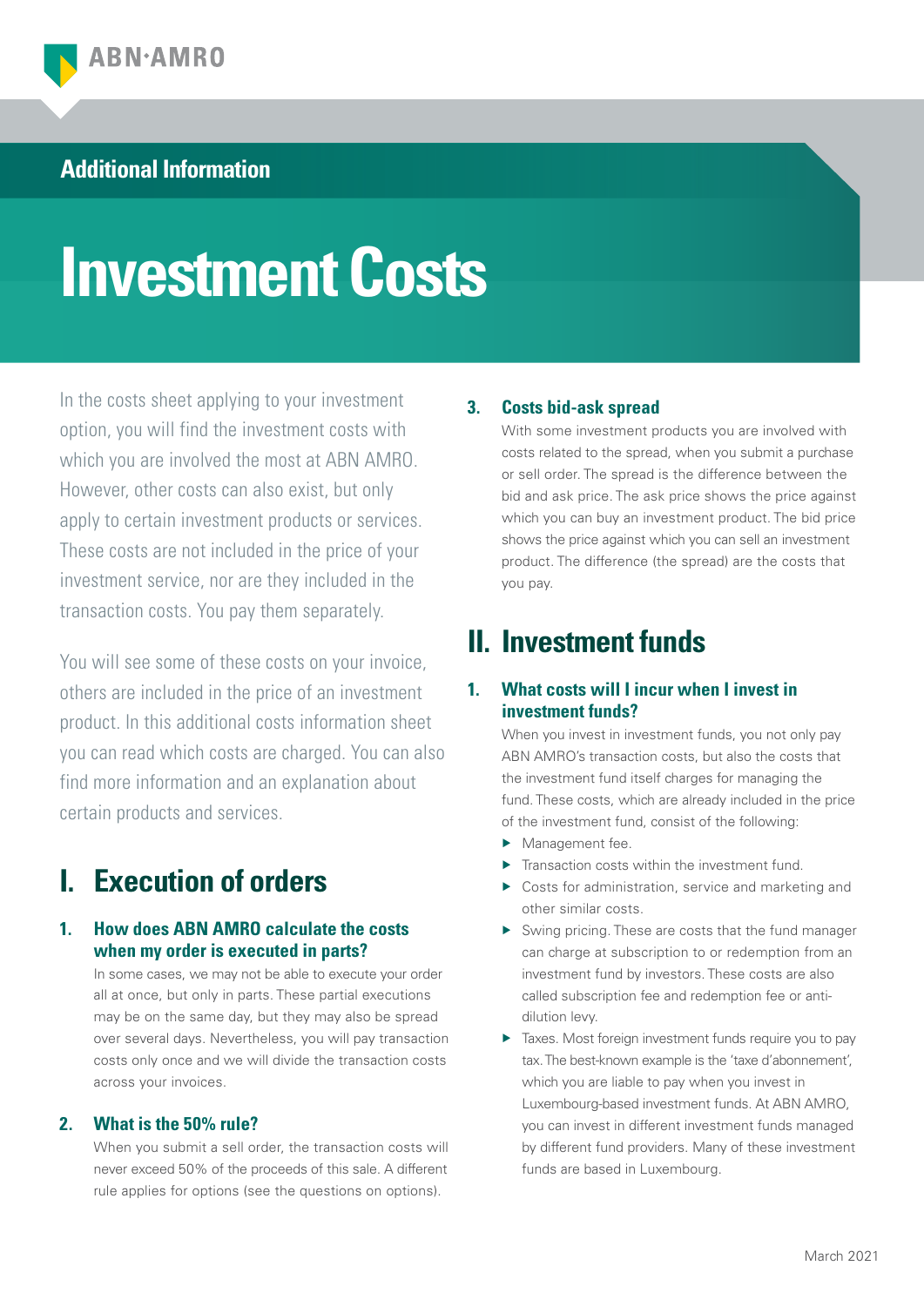ABN·AMRO

Additional Information

# Investment Costs

In the costs sheet applying to your investment option, you will find the investment costs with which you are involved the most at ABN AMRO. However, other costs can also exist, but only apply to certain investment products or services. These costs are not included in the price of your investment service, nor are they included in the transaction costs. You pay them separately.

You will see some of these costs on your invoice, others are included in the price of an investment product. In this additional costs information sheet you can read which costs are charged. You can also find more information and an explanation about certain products and services.

## I. Execution of orders

### 1. How does ABN AMRO calculate the costs when my order is executed in parts?

In some cases, we may not be able to execute your order all at once, but only in parts. These partial executions may be on the same day, but they may also be spread over several days. Nevertheless, you will pay transaction costs only once and we will divide the transaction costs across your invoices.

### 2. What is the 50% rule?

When you submit a sell order, the transaction costs will never exceed 50% of the proceeds of this sale. A different rule applies for options (see the questions on options).

### 3. Costs bid-ask spread

With some investment products you are involved with costs related to the spread, when you submit a purchase or sell order. The spread is the difference between the bid and ask price. The ask price shows the price against which you can buy an investment product. The bid price shows the price against which you can sell an investment product. The difference (the spread) are the costs that you pay.

## II. Investment funds

### 1. What costs will I incur when I invest in investment funds?

When you invest in investment funds, you not only pay ABN AMRO's transaction costs, but also the costs that the investment fund itself charges for managing the fund. These costs, which are already included in the price of the investment fund, consist of the following:

- Management fee.
- Transaction costs within the investment fund.
- Costs for administration, service and marketing and other similar costs.
- Swing pricing. These are costs that the fund manager can charge at subscription to or redemption from an investment fund by investors. These costs are also called subscription fee and redemption fee or anti-dilution levy.
- Taxes. Most foreign investment funds require you to pay tax. The best-known example is the 'taxe d'abonnement', which you are liable to pay when you invest in Luxembourg-based investment funds. At ABN AMRO, you can invest in different investment funds managed by different fund providers. Many of these investment funds are based in Luxembourg.

March 2021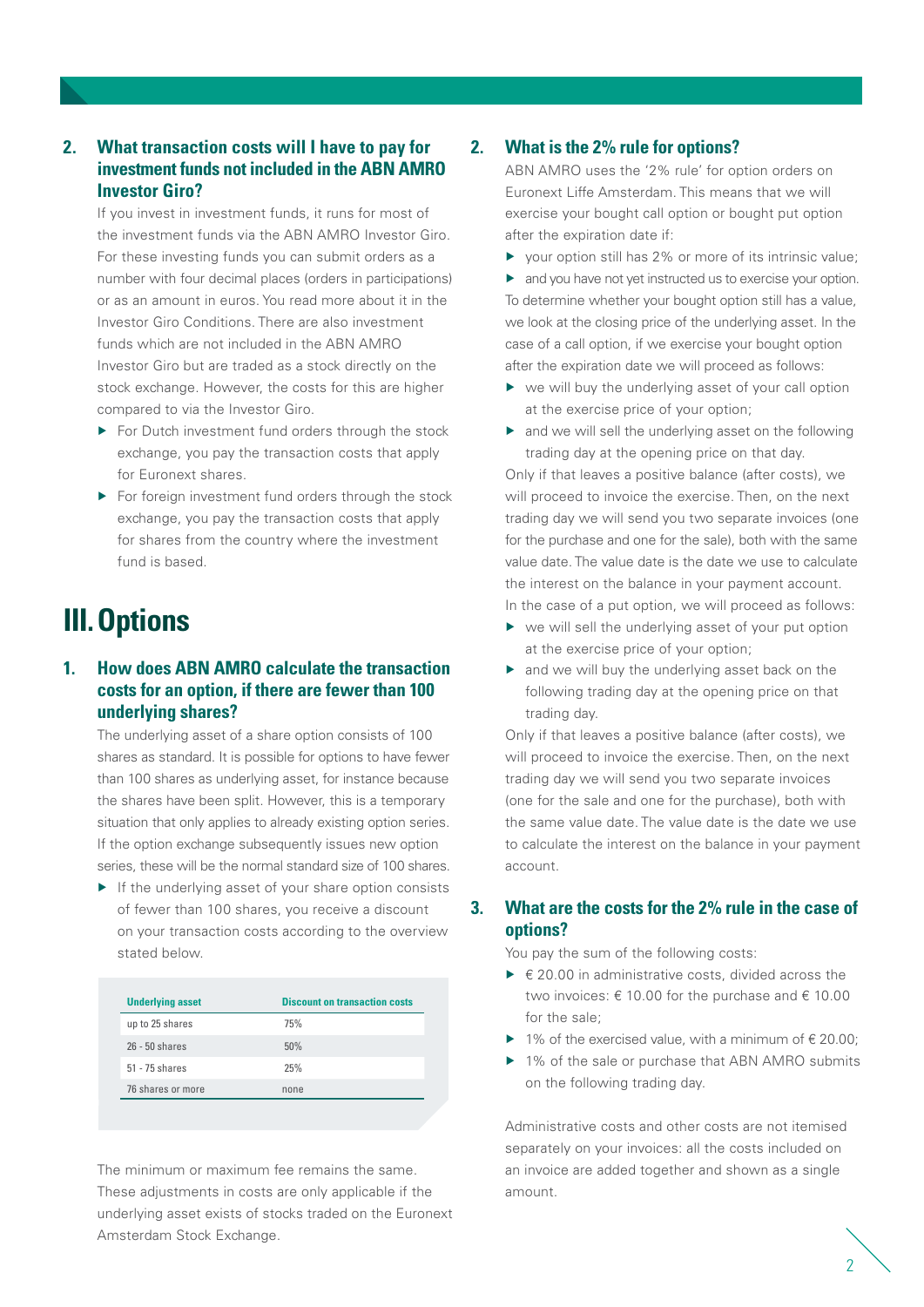### 2. What transaction costs will I have to pay for investment funds not included in the ABN AMRO Investor Giro?

If you invest in investment funds, it runs for most of the investment funds via the ABN AMRO Investor Giro. For these investing funds you can submit orders as a number with four decimal places (orders in participations) or as an amount in euros. You read more about it in the Investor Giro Conditions. There are also investment funds which are not included in the ABN AMRO Investor Giro but are traded as a stock directly on the stock exchange. However, the costs for this are higher compared to via the Investor Giro.

- For Dutch investment fund orders through the stock exchange, you pay the transaction costs that apply for Euronext shares.
- For foreign investment fund orders through the stock exchange, you pay the transaction costs that apply for shares from the country where the investment fund is based.

## III. Options

### 1. How does ABN AMRO calculate the transaction costs for an option, if there are fewer than 100 underlying shares?

The underlying asset of a share option consists of 100 shares as standard. It is possible for options to have fewer than 100 shares as underlying asset, for instance because the shares have been split. However, this is a temporary situation that only applies to already existing option series. If the option exchange subsequently issues new option series, these will be the normal standard size of 100 shares.

- If the underlying asset of your share option consists of fewer than 100 shares, you receive a discount on your transaction costs according to the overview stated below.

| Underlying asset | Discount on transaction costs |
|---|---|
| up to 25 shares | 75% |
| 26 - 50 shares | 50% |
| 51 - 75 shares | 25% |
| 76 shares or more | none |

The minimum or maximum fee remains the same. These adjustments in costs are only applicable if the underlying asset exists of stocks traded on the Euronext Amsterdam Stock Exchange.

### 2. What is the 2% rule for options?

ABN AMRO uses the '2% rule' for option orders on Euronext Liffe Amsterdam. This means that we will exercise your bought call option or bought put option after the expiration date if:

- your option still has 2% or more of its intrinsic value;
- and you have not yet instructed us to exercise your option.

To determine whether your bought option still has a value, we look at the closing price of the underlying asset. In the case of a call option, if we exercise your bought option after the expiration date we will proceed as follows:

- we will buy the underlying asset of your call option at the exercise price of your option;
- and we will sell the underlying asset on the following trading day at the opening price on that day.

Only if that leaves a positive balance (after costs), we will proceed to invoice the exercise. Then, on the next trading day we will send you two separate invoices (one for the purchase and one for the sale), both with the same value date. The value date is the date we use to calculate the interest on the balance in your payment account.

In the case of a put option, we will proceed as follows:

- we will sell the underlying asset of your put option at the exercise price of your option;
- and we will buy the underlying asset back on the following trading day at the opening price on that trading day.

Only if that leaves a positive balance (after costs), we will proceed to invoice the exercise. Then, on the next trading day we will send you two separate invoices (one for the sale and one for the purchase), both with the same value date. The value date is the date we use to calculate the interest on the balance in your payment account.

### 3. What are the costs for the 2% rule in the case of options?

You pay the sum of the following costs:

- € 20.00 in administrative costs, divided across the two invoices: € 10.00 for the purchase and € 10.00 for the sale;
- 1% of the exercised value, with a minimum of € 20.00;
- 1% of the sale or purchase that ABN AMRO submits on the following trading day.

Administrative costs and other costs are not itemised separately on your invoices: all the costs included on an invoice are added together and shown as a single amount.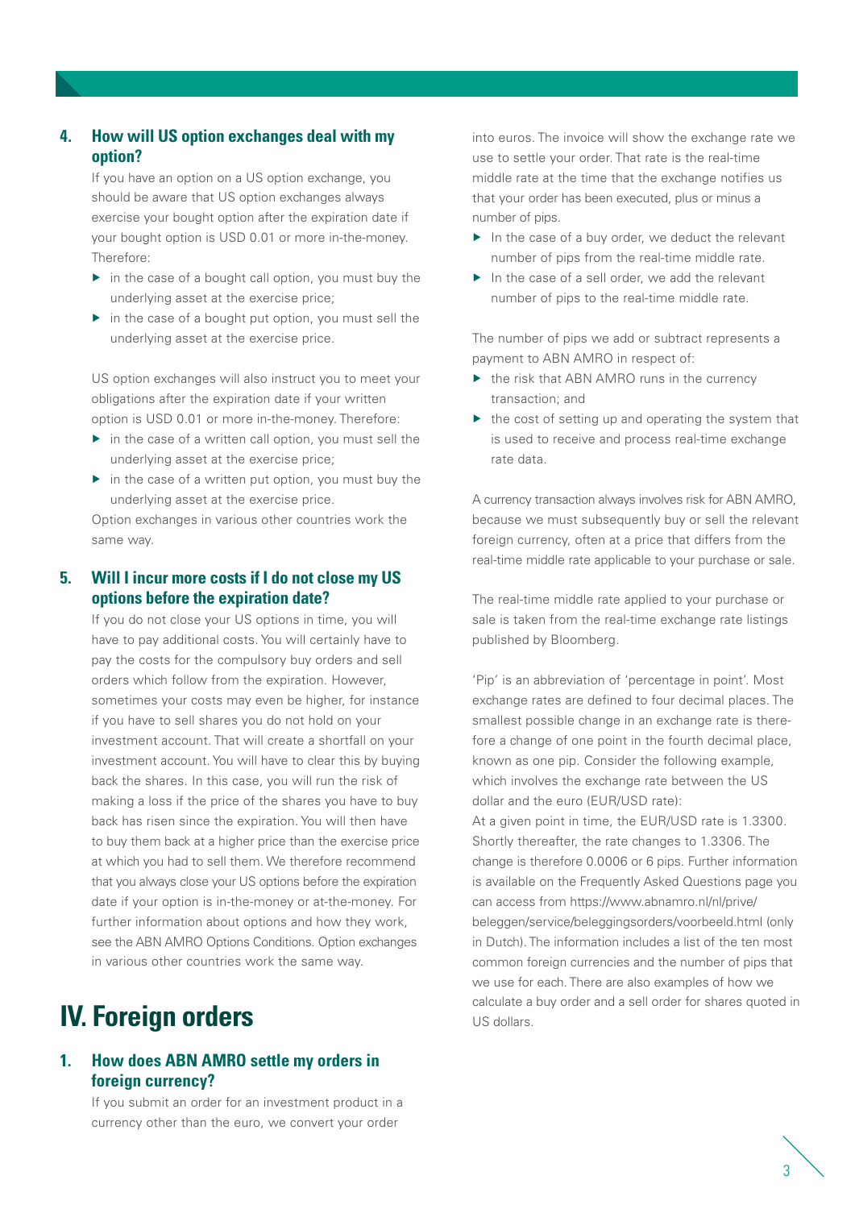### 4. How will US option exchanges deal with my option?

If you have an option on a US option exchange, you should be aware that US option exchanges always exercise your bought option after the expiration date if your bought option is USD 0.01 or more in-the-money. Therefore:

- in the case of a bought call option, you must buy the underlying asset at the exercise price;
- in the case of a bought put option, you must sell the underlying asset at the exercise price.

US option exchanges will also instruct you to meet your obligations after the expiration date if your written option is USD 0.01 or more in-the-money. Therefore:

- in the case of a written call option, you must sell the underlying asset at the exercise price;
- in the case of a written put option, you must buy the underlying asset at the exercise price.

Option exchanges in various other countries work the same way.

### 5. Will I incur more costs if I do not close my US options before the expiration date?

If you do not close your US options in time, you will have to pay additional costs. You will certainly have to pay the costs for the compulsory buy orders and sell orders which follow from the expiration. However, sometimes your costs may even be higher, for instance if you have to sell shares you do not hold on your investment account. That will create a shortfall on your investment account. You will have to clear this by buying back the shares. In this case, you will run the risk of making a loss if the price of the shares you have to buy back has risen since the expiration. You will then have to buy them back at a higher price than the exercise price at which you had to sell them. We therefore recommend that you always close your US options before the expiration date if your option is in-the-money or at-the-money. For further information about options and how they work, see the ABN AMRO Options Conditions. Option exchanges in various other countries work the same way.

# IV. Foreign orders

### 1. How does ABN AMRO settle my orders in foreign currency?

If you submit an order for an investment product in a currency other than the euro, we convert your order into euros. The invoice will show the exchange rate we use to settle your order. That rate is the real-time middle rate at the time that the exchange notifies us that your order has been executed, plus or minus a number of pips.

- In the case of a buy order, we deduct the relevant number of pips from the real-time middle rate.
- In the case of a sell order, we add the relevant number of pips to the real-time middle rate.

The number of pips we add or subtract represents a payment to ABN AMRO in respect of:

- the risk that ABN AMRO runs in the currency transaction; and
- the cost of setting up and operating the system that is used to receive and process real-time exchange rate data.

A currency transaction always involves risk for ABN AMRO, because we must subsequently buy or sell the relevant foreign currency, often at a price that differs from the real-time middle rate applicable to your purchase or sale.

The real-time middle rate applied to your purchase or sale is taken from the real-time exchange rate listings published by Bloomberg.

'Pip' is an abbreviation of 'percentage in point'. Most exchange rates are defined to four decimal places. The smallest possible change in an exchange rate is therefore a change of one point in the fourth decimal place, known as one pip. Consider the following example, which involves the exchange rate between the US dollar and the euro (EUR/USD rate):
At a given point in time, the EUR/USD rate is 1.3300. Shortly thereafter, the rate changes to 1.3306. The change is therefore 0.0006 or 6 pips. Further information is available on the Frequently Asked Questions page you can access from https://www.abnamro.nl/nl/prive/beleggen/service/beleggingsorders/voorbeeld.html (only in Dutch). The information includes a list of the ten most common foreign currencies and the number of pips that we use for each. There are also examples of how we calculate a buy order and a sell order for shares quoted in US dollars.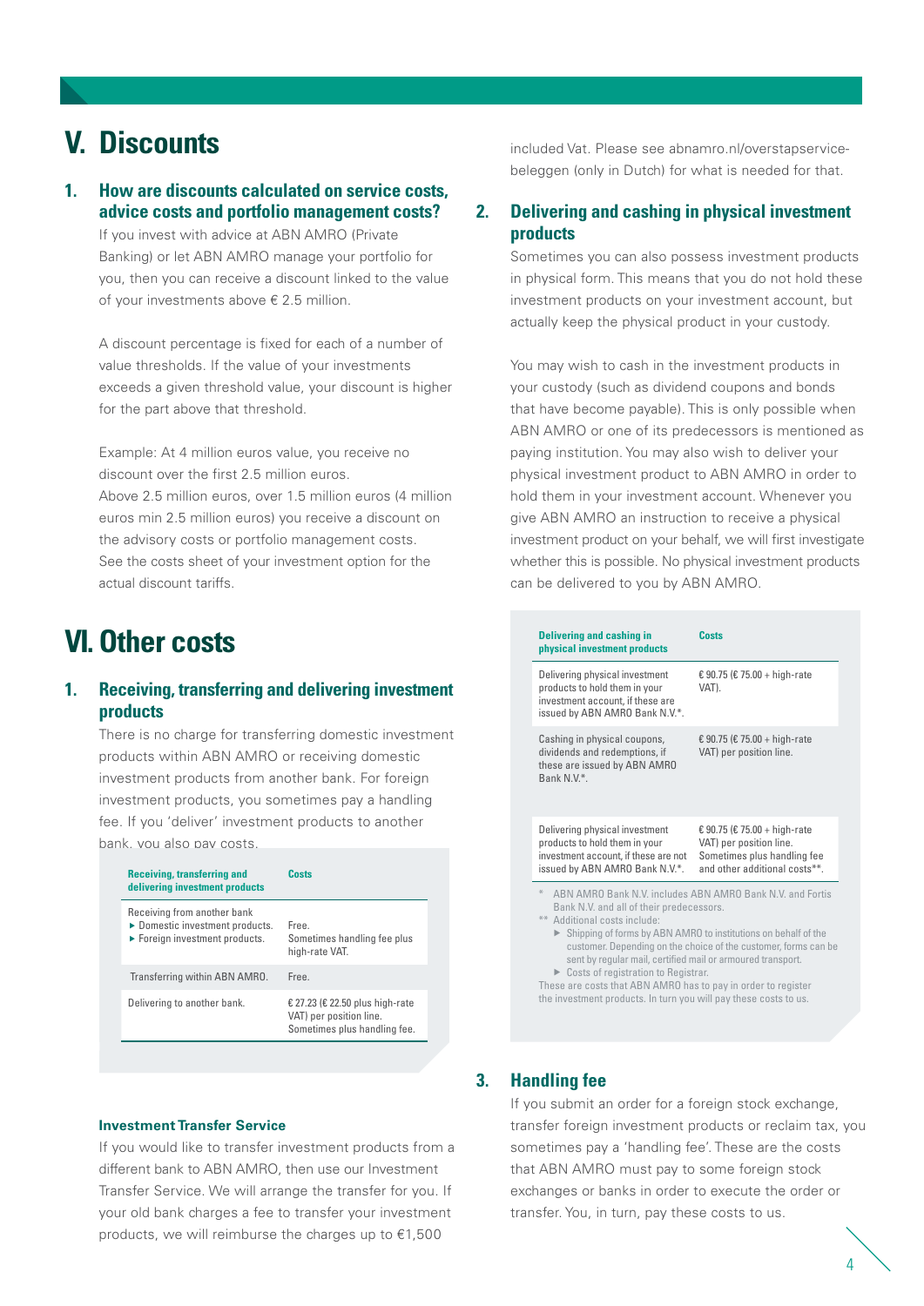# V. Discounts

## 1. How are discounts calculated on service costs, advice costs and portfolio management costs?

If you invest with advice at ABN AMRO (Private Banking) or let ABN AMRO manage your portfolio for you, then you can receive a discount linked to the value of your investments above € 2.5 million.

A discount percentage is fixed for each of a number of value thresholds. If the value of your investments exceeds a given threshold value, your discount is higher for the part above that threshold.

Example: At 4 million euros value, you receive no discount over the first 2.5 million euros.
Above 2.5 million euros, over 1.5 million euros (4 million euros min 2.5 million euros) you receive a discount on the advisory costs or portfolio management costs.
See the costs sheet of your investment option for the actual discount tariffs.

# VI. Other costs

## 1. Receiving, transferring and delivering investment products

There is no charge for transferring domestic investment products within ABN AMRO or receiving domestic investment products from another bank. For foreign investment products, you sometimes pay a handling fee. If you 'deliver' investment products to another bank, you also pay costs.

| Receiving, transferring and delivering investment products | Costs |
|---|---|
| Receiving from another bank<br>▶ Domestic investment products.<br>▶ Foreign investment products. | Free.<br>Sometimes handling fee plus high-rate VAT. |
| Transferring within ABN AMRO. | Free. |
| Delivering to another bank. | € 27.23 (€ 22.50 plus high-rate VAT) per position line. Sometimes plus handling fee. |

### Investment Transfer Service

If you would like to transfer investment products from a different bank to ABN AMRO, then use our Investment Transfer Service. We will arrange the transfer for you. If your old bank charges a fee to transfer your investment products, we will reimburse the charges up to €1,500 included Vat. Please see abnamro.nl/overstapservice-beleggen (only in Dutch) for what is needed for that.

## 2. Delivering and cashing in physical investment products

Sometimes you can also possess investment products in physical form. This means that you do not hold these investment products on your investment account, but actually keep the physical product in your custody.

You may wish to cash in the investment products in your custody (such as dividend coupons and bonds that have become payable). This is only possible when ABN AMRO or one of its predecessors is mentioned as paying institution. You may also wish to deliver your physical investment product to ABN AMRO in order to hold them in your investment account. Whenever you give ABN AMRO an instruction to receive a physical investment product on your behalf, we will first investigate whether this is possible. No physical investment products can be delivered to you by ABN AMRO.

| Delivering and cashing in physical investment products | Costs |
|---|---|
| Delivering physical investment products to hold them in your investment account, if these are issued by ABN AMRO Bank N.V.*. | € 90.75 (€ 75.00 + high-rate VAT). |
| Cashing in physical coupons, dividends and redemptions, if these are issued by ABN AMRO Bank N.V.*. | € 90.75 (€ 75.00 + high-rate VAT) per position line. |
| Delivering physical investment products to hold them in your investment account, if these are not issued by ABN AMRO Bank N.V.*. | € 90.75 (€ 75.00 + high-rate VAT) per position line. Sometimes plus handling fee and other additional costs**. |

\* ABN AMRO Bank N.V. includes ABN AMRO Bank N.V. and Fortis Bank N.V. and all of their predecessors.
\*\* Additional costs include:
- ▶ Shipping of forms by ABN AMRO to institutions on behalf of the customer. Depending on the choice of the customer, forms can be sent by regular mail, certified mail or armoured transport.
- ▶ Costs of registration to Registrar.

These are costs that ABN AMRO has to pay in order to register the investment products. In turn you will pay these costs to us.

## 3. Handling fee

If you submit an order for a foreign stock exchange, transfer foreign investment products or reclaim tax, you sometimes pay a 'handling fee'. These are the costs that ABN AMRO must pay to some foreign stock exchanges or banks in order to execute the order or transfer. You, in turn, pay these costs to us.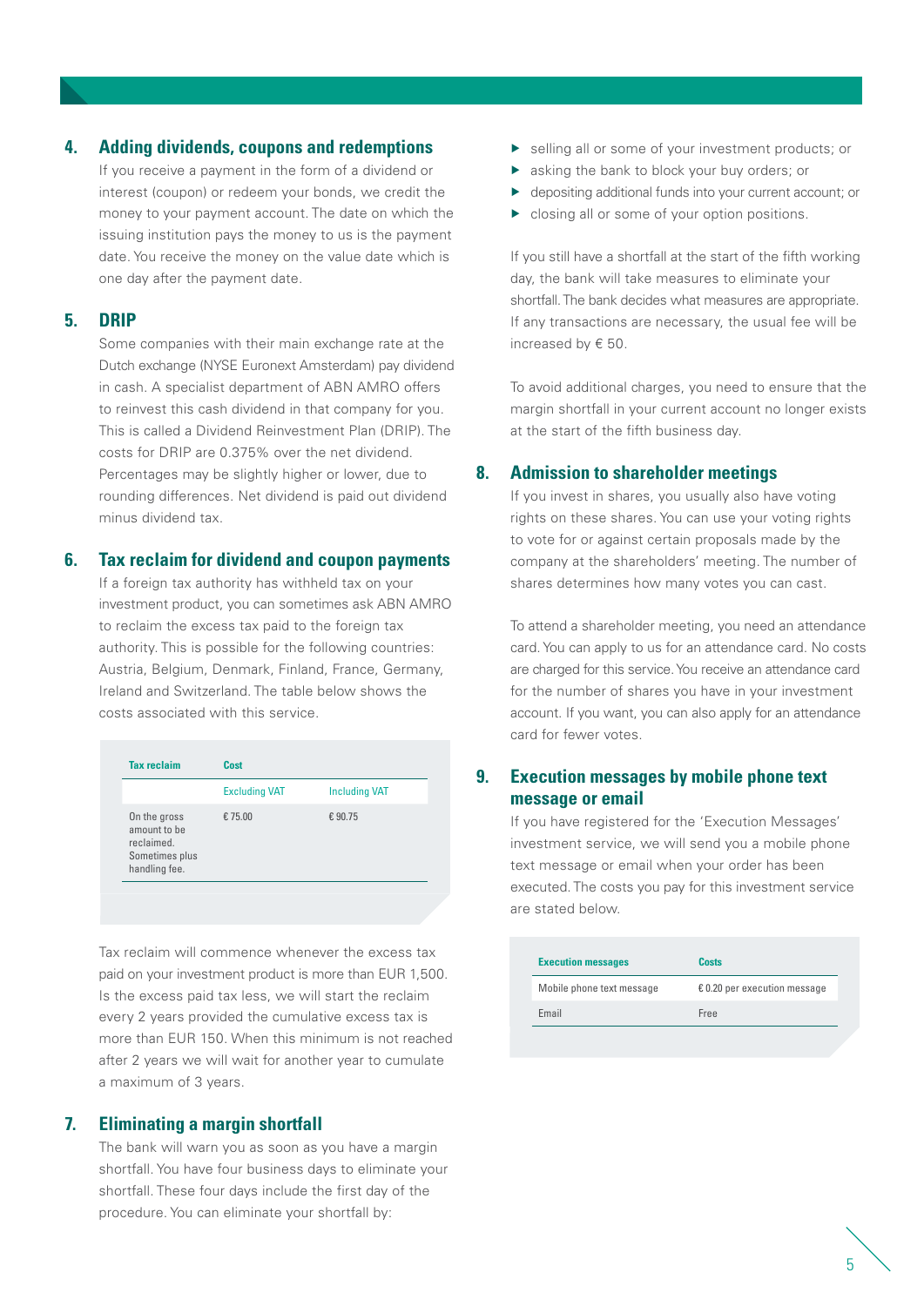## 4. Adding dividends, coupons and redemptions

If you receive a payment in the form of a dividend or interest (coupon) or redeem your bonds, we credit the money to your payment account. The date on which the issuing institution pays the money to us is the payment date. You receive the money on the value date which is one day after the payment date.

## 5. DRIP

Some companies with their main exchange rate at the Dutch exchange (NYSE Euronext Amsterdam) pay dividend in cash. A specialist department of ABN AMRO offers to reinvest this cash dividend in that company for you. This is called a Dividend Reinvestment Plan (DRIP). The costs for DRIP are 0.375% over the net dividend. Percentages may be slightly higher or lower, due to rounding differences. Net dividend is paid out dividend minus dividend tax.

## 6. Tax reclaim for dividend and coupon payments

If a foreign tax authority has withheld tax on your investment product, you can sometimes ask ABN AMRO to reclaim the excess tax paid to the foreign tax authority. This is possible for the following countries: Austria, Belgium, Denmark, Finland, France, Germany, Ireland and Switzerland. The table below shows the costs associated with this service.

| Tax reclaim | Cost | |
|---|---|---|
| | Excluding VAT | Including VAT |
| On the gross amount to be reclaimed. Sometimes plus handling fee. | € 75.00 | € 90.75 |

Tax reclaim will commence whenever the excess tax paid on your investment product is more than EUR 1,500. Is the excess paid tax less, we will start the reclaim every 2 years provided the cumulative excess tax is more than EUR 150. When this minimum is not reached after 2 years we will wait for another year to cumulate a maximum of 3 years.

## 7. Eliminating a margin shortfall

The bank will warn you as soon as you have a margin shortfall. You have four business days to eliminate your shortfall. These four days include the first day of the procedure. You can eliminate your shortfall by:

- selling all or some of your investment products; or
- asking the bank to block your buy orders; or
- depositing additional funds into your current account; or
- closing all or some of your option positions.

If you still have a shortfall at the start of the fifth working day, the bank will take measures to eliminate your shortfall. The bank decides what measures are appropriate. If any transactions are necessary, the usual fee will be increased by € 50.

To avoid additional charges, you need to ensure that the margin shortfall in your current account no longer exists at the start of the fifth business day.

## 8. Admission to shareholder meetings

If you invest in shares, you usually also have voting rights on these shares. You can use your voting rights to vote for or against certain proposals made by the company at the shareholders' meeting. The number of shares determines how many votes you can cast.

To attend a shareholder meeting, you need an attendance card. You can apply to us for an attendance card. No costs are charged for this service. You receive an attendance card for the number of shares you have in your investment account. If you want, you can also apply for an attendance card for fewer votes.

## 9. Execution messages by mobile phone text message or email

If you have registered for the 'Execution Messages' investment service, we will send you a mobile phone text message or email when your order has been executed. The costs you pay for this investment service are stated below.

| Execution messages | Costs |
|---|---|
| Mobile phone text message | € 0.20 per execution message |
| Email | Free |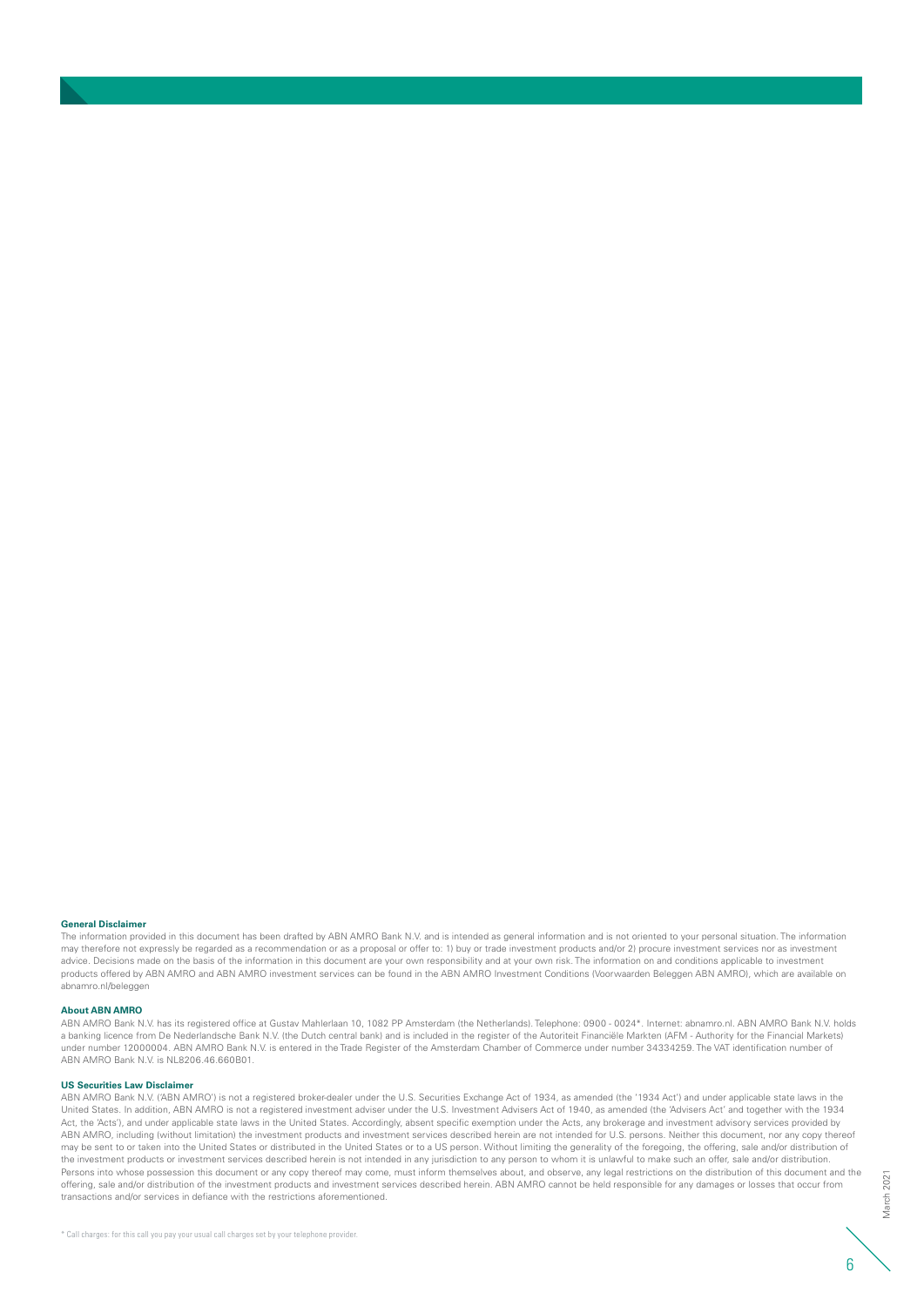**General Disclaimer**

The information provided in this document has been drafted by ABN AMRO Bank N.V. and is intended as general information and is not oriented to your personal situation. The information may therefore not expressly be regarded as a recommendation or as a proposal or offer to: 1) buy or trade investment products and/or 2) procure investment services nor as investment advice. Decisions made on the basis of the information in this document are your own responsibility and at your own risk. The information on and conditions applicable to investment products offered by ABN AMRO and ABN AMRO investment services can be found in the ABN AMRO Investment Conditions (Voorwaarden Beleggen ABN AMRO), which are available on abnamro.nl/beleggen

**About ABN AMRO**

ABN AMRO Bank N.V. has its registered office at Gustav Mahlerlaan 10, 1082 PP Amsterdam (the Netherlands). Telephone: 0900 - 0024*. Internet: abnamro.nl. ABN AMRO Bank N.V. holds a banking licence from De Nederlandsche Bank N.V. (the Dutch central bank) and is included in the register of the Autoriteit Financiële Markten (AFM - Authority for the Financial Markets) under number 12000004. ABN AMRO Bank N.V. is entered in the Trade Register of the Amsterdam Chamber of Commerce under number 34334259. The VAT identification number of ABN AMRO Bank N.V. is NL8206.46.660B01.

**US Securities Law Disclaimer**

ABN AMRO Bank N.V. ('ABN AMRO') is not a registered broker-dealer under the U.S. Securities Exchange Act of 1934, as amended (the '1934 Act') and under applicable state laws in the United States. In addition, ABN AMRO is not a registered investment adviser under the U.S. Investment Advisers Act of 1940, as amended (the 'Advisers Act' and together with the 1934 Act, the 'Acts'), and under applicable state laws in the United States. Accordingly, absent specific exemption under the Acts, any brokerage and investment advisory services provided by ABN AMRO, including (without limitation) the investment products and investment services described herein are not intended for U.S. persons. Neither this document, nor any copy thereof may be sent to or taken into the United States or distributed in the United States or to a US person. Without limiting the generality of the foregoing, the offering, sale and/or distribution of the investment products or investment services described herein is not intended in any jurisdiction to any person to whom it is unlawful to make such an offer, sale and/or distribution. Persons into whose possession this document or any copy thereof may come, must inform themselves about, and observe, any legal restrictions on the distribution of this document and the offering, sale and/or distribution of the investment products and investment services described herein. ABN AMRO cannot be held responsible for any damages or losses that occur from transactions and/or services in defiance with the restrictions aforementioned.

\* Call charges: for this call you pay your usual call charges set by your telephone provider.